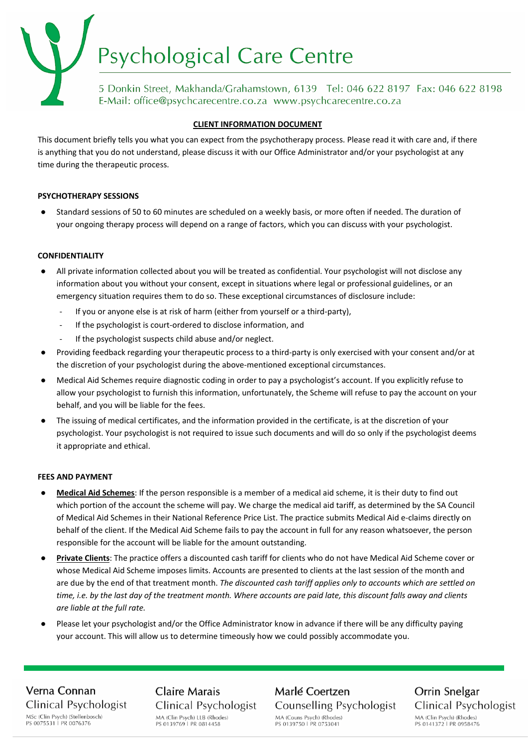# Psychological Care Centre

5 Donkin Street, Makhanda/Grahamstown, 6139 Tel: 046 622 8197 Fax: 046 622 8198
E-Mail: office@psychcarecentre.co.za www.psychcarecentre.co.za

## CLIENT INFORMATION DOCUMENT

This document briefly tells you what you can expect from the psychotherapy process. Please read it with care and, if there is anything that you do not understand, please discuss it with our Office Administrator and/or your psychologist at any time during the therapeutic process.

### PSYCHOTHERAPY SESSIONS

- Standard sessions of 50 to 60 minutes are scheduled on a weekly basis, or more often if needed. The duration of your ongoing therapy process will depend on a range of factors, which you can discuss with your psychologist.

### CONFIDENTIALITY

- All private information collected about you will be treated as confidential. Your psychologist will not disclose any information about you without your consent, except in situations where legal or professional guidelines, or an emergency situation requires them to do so. These exceptional circumstances of disclosure include:
  - If you or anyone else is at risk of harm (either from yourself or a third-party),
  - If the psychologist is court-ordered to disclose information, and
  - If the psychologist suspects child abuse and/or neglect.
- Providing feedback regarding your therapeutic process to a third-party is only exercised with your consent and/or at the discretion of your psychologist during the above-mentioned exceptional circumstances.
- Medical Aid Schemes require diagnostic coding in order to pay a psychologist's account. If you explicitly refuse to allow your psychologist to furnish this information, unfortunately, the Scheme will refuse to pay the account on your behalf, and you will be liable for the fees.
- The issuing of medical certificates, and the information provided in the certificate, is at the discretion of your psychologist. Your psychologist is not required to issue such documents and will do so only if the psychologist deems it appropriate and ethical.

### FEES AND PAYMENT

- **Medical Aid Schemes**: If the person responsible is a member of a medical aid scheme, it is their duty to find out which portion of the account the scheme will pay. We charge the medical aid tariff, as determined by the SA Council of Medical Aid Schemes in their National Reference Price List. The practice submits Medical Aid e-claims directly on behalf of the client. If the Medical Aid Scheme fails to pay the account in full for any reason whatsoever, the person responsible for the account will be liable for the amount outstanding.
- **Private Clients**: The practice offers a discounted cash tariff for clients who do not have Medical Aid Scheme cover or whose Medical Aid Scheme imposes limits. Accounts are presented to clients at the last session of the month and are due by the end of that treatment month. *The discounted cash tariff applies only to accounts which are settled on time, i.e. by the last day of the treatment month. Where accounts are paid late, this discount falls away and clients are liable at the full rate.*
- Please let your psychologist and/or the Office Administrator know in advance if there will be any difficulty paying your account. This will allow us to determine timeously how we could possibly accommodate you.

---

**Verna Connan**
Clinical Psychologist
MSc (Clin Psych) (Stellenbosch)
PS 0075531 | PR 0076376

**Claire Marais**
Clinical Psychologist
MA (Clin Psych) LLB (Rhodes)
PS 0139769 | PR 0814458

**Marlé Coertzen**
Counselling Psychologist
MA (Couns Psych) (Rhodes)
PS 0139750 | PR 0753041

**Orrin Snelgar**
Clinical Psychologist
MA (Clin Psych) (Rhodes)
PS 0141372 | PR 0958476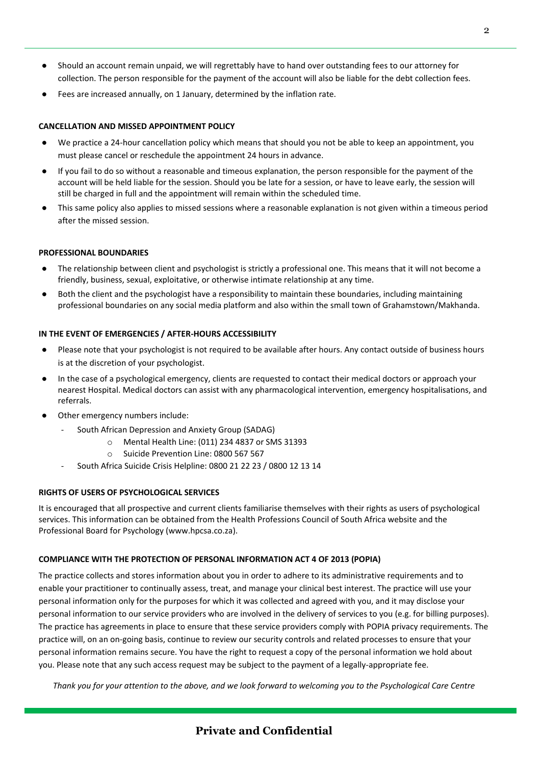- Should an account remain unpaid, we will regrettably have to hand over outstanding fees to our attorney for collection. The person responsible for the payment of the account will also be liable for the debt collection fees.
- Fees are increased annually, on 1 January, determined by the inflation rate.

**CANCELLATION AND MISSED APPOINTMENT POLICY**

- We practice a 24-hour cancellation policy which means that should you not be able to keep an appointment, you must please cancel or reschedule the appointment 24 hours in advance.
- If you fail to do so without a reasonable and timeous explanation, the person responsible for the payment of the account will be held liable for the session. Should you be late for a session, or have to leave early, the session will still be charged in full and the appointment will remain within the scheduled time.
- This same policy also applies to missed sessions where a reasonable explanation is not given within a timeous period after the missed session.

**PROFESSIONAL BOUNDARIES**

- The relationship between client and psychologist is strictly a professional one. This means that it will not become a friendly, business, sexual, exploitative, or otherwise intimate relationship at any time.
- Both the client and the psychologist have a responsibility to maintain these boundaries, including maintaining professional boundaries on any social media platform and also within the small town of Grahamstown/Makhanda.

**IN THE EVENT OF EMERGENCIES / AFTER-HOURS ACCESSIBILITY**

- Please note that your psychologist is not required to be available after hours. Any contact outside of business hours is at the discretion of your psychologist.
- In the case of a psychological emergency, clients are requested to contact their medical doctors or approach your nearest Hospital. Medical doctors can assist with any pharmacological intervention, emergency hospitalisations, and referrals.
- Other emergency numbers include:
  - South African Depression and Anxiety Group (SADAG)
    - Mental Health Line: (011) 234 4837 or SMS 31393
    - Suicide Prevention Line: 0800 567 567
  - South Africa Suicide Crisis Helpline: 0800 21 22 23 / 0800 12 13 14

**RIGHTS OF USERS OF PSYCHOLOGICAL SERVICES**

It is encouraged that all prospective and current clients familiarise themselves with their rights as users of psychological services. This information can be obtained from the Health Professions Council of South Africa website and the Professional Board for Psychology (www.hpcsa.co.za).

**COMPLIANCE WITH THE PROTECTION OF PERSONAL INFORMATION ACT 4 OF 2013 (POPIA)**

The practice collects and stores information about you in order to adhere to its administrative requirements and to enable your practitioner to continually assess, treat, and manage your clinical best interest. The practice will use your personal information only for the purposes for which it was collected and agreed with you, and it may disclose your personal information to our service providers who are involved in the delivery of services to you (e.g. for billing purposes). The practice has agreements in place to ensure that these service providers comply with POPIA privacy requirements. The practice will, on an on-going basis, continue to review our security controls and related processes to ensure that your personal information remains secure. You have the right to request a copy of the personal information we hold about you. Please note that any such access request may be subject to the payment of a legally-appropriate fee.

*Thank you for your attention to the above, and we look forward to welcoming you to the Psychological Care Centre*

**Private and Confidential**